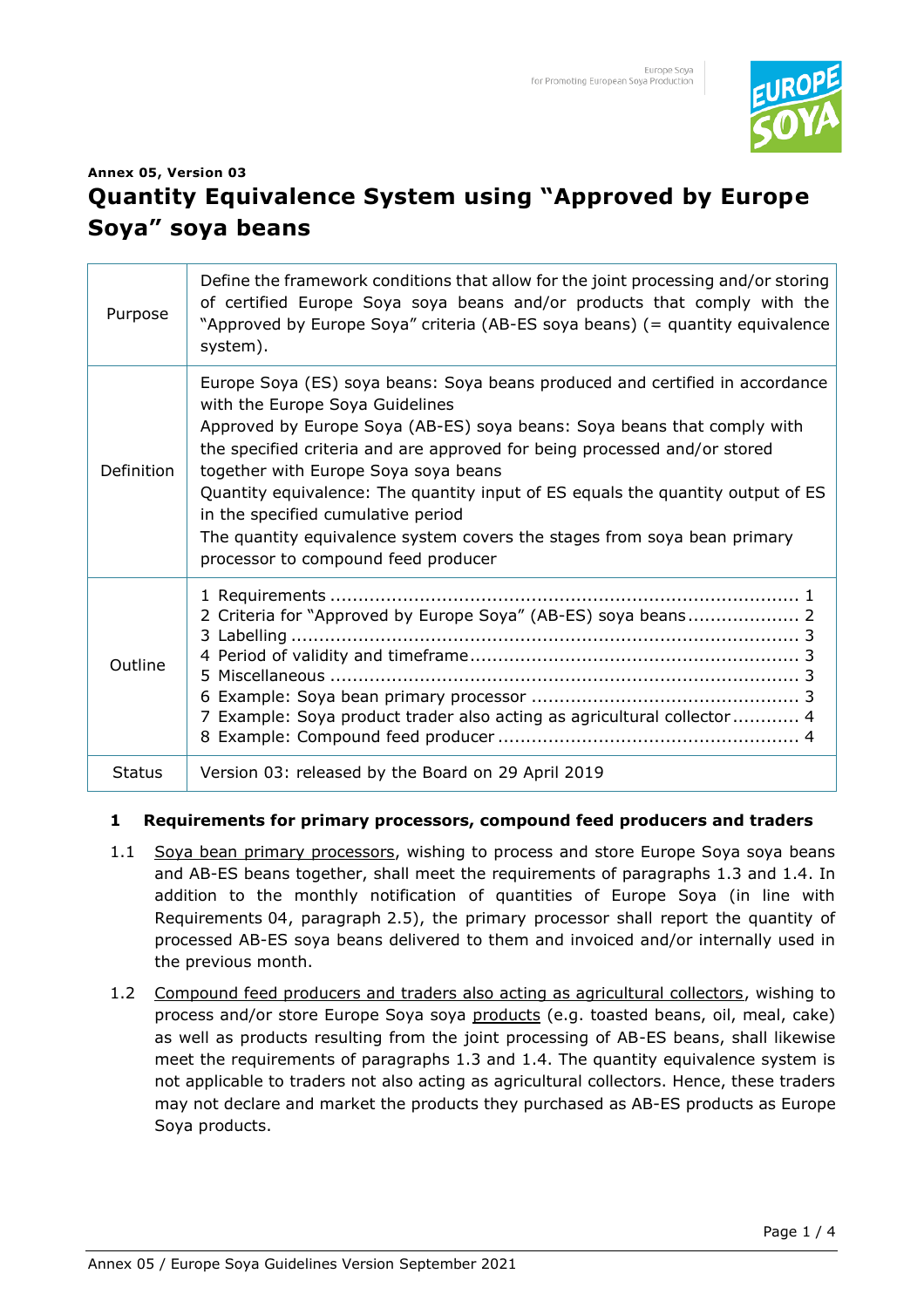**Annex 05, Version 03**

# Quantity Equivalence System using "Approved by Europe Soya" soya beans

| | |
|---|---|
| Purpose | Define the framework conditions that allow for the joint processing and/or storing of certified Europe Soya soya beans and/or products that comply with the "Approved by Europe Soya" criteria (AB-ES soya beans) (= quantity equivalence system). |
| Definition | Europe Soya (ES) soya beans: Soya beans produced and certified in accordance with the Europe Soya Guidelines<br>Approved by Europe Soya (AB-ES) soya beans: Soya beans that comply with the specified criteria and are approved for being processed and/or stored together with Europe Soya soya beans<br>Quantity equivalence: The quantity input of ES equals the quantity output of ES in the specified cumulative period<br>The quantity equivalence system covers the stages from soya bean primary processor to compound feed producer |
| Outline | 1 Requirements ... 1<br>2 Criteria for "Approved by Europe Soya" (AB-ES) soya beans ... 2<br>3 Labelling ... 3<br>4 Period of validity and timeframe ... 3<br>5 Miscellaneous ... 3<br>6 Example: Soya bean primary processor ... 3<br>7 Example: Soya product trader also acting as agricultural collector ... 4<br>8 Example: Compound feed producer ... 4 |
| Status | Version 03: released by the Board on 29 April 2019 |

## 1 Requirements for primary processors, compound feed producers and traders

1.1 Soya bean primary processors, wishing to process and store Europe Soya soya beans and AB-ES beans together, shall meet the requirements of paragraphs 1.3 and 1.4. In addition to the monthly notification of quantities of Europe Soya (in line with Requirements 04, paragraph 2.5), the primary processor shall report the quantity of processed AB-ES soya beans delivered to them and invoiced and/or internally used in the previous month.

1.2 Compound feed producers and traders also acting as agricultural collectors, wishing to process and/or store Europe Soya soya products (e.g. toasted beans, oil, meal, cake) as well as products resulting from the joint processing of AB-ES beans, shall likewise meet the requirements of paragraphs 1.3 and 1.4. The quantity equivalence system is not applicable to traders not also acting as agricultural collectors. Hence, these traders may not declare and market the products they purchased as AB-ES products as Europe Soya products.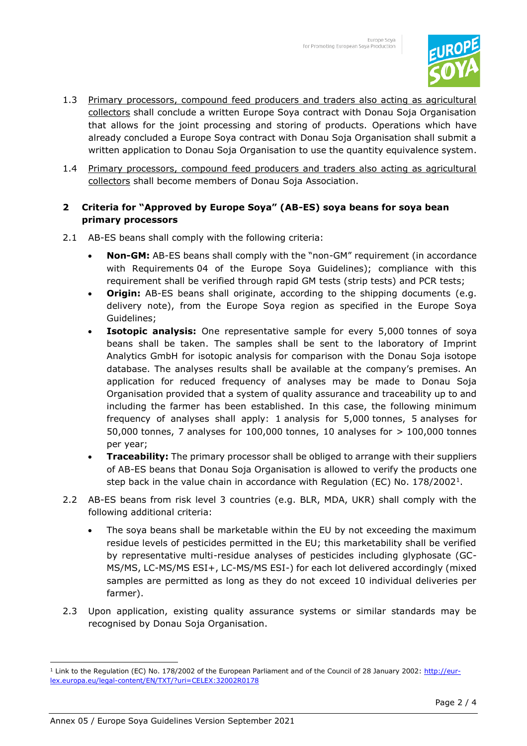1.3 Primary processors, compound feed producers and traders also acting as agricultural collectors shall conclude a written Europe Soya contract with Donau Soja Organisation that allows for the joint processing and storing of products. Operations which have already concluded a Europe Soya contract with Donau Soja Organisation shall submit a written application to Donau Soja Organisation to use the quantity equivalence system.

1.4 Primary processors, compound feed producers and traders also acting as agricultural collectors shall become members of Donau Soja Association.

## 2 Criteria for "Approved by Europe Soya" (AB-ES) soya beans for soya bean primary processors

2.1 AB-ES beans shall comply with the following criteria:

- **Non-GM:** AB-ES beans shall comply with the "non-GM" requirement (in accordance with Requirements 04 of the Europe Soya Guidelines); compliance with this requirement shall be verified through rapid GM tests (strip tests) and PCR tests;
- **Origin:** AB-ES beans shall originate, according to the shipping documents (e.g. delivery note), from the Europe Soya region as specified in the Europe Soya Guidelines;
- **Isotopic analysis:** One representative sample for every 5,000 tonnes of soya beans shall be taken. The samples shall be sent to the laboratory of Imprint Analytics GmbH for isotopic analysis for comparison with the Donau Soja isotope database. The analyses results shall be available at the company's premises. An application for reduced frequency of analyses may be made to Donau Soja Organisation provided that a system of quality assurance and traceability up to and including the farmer has been established. In this case, the following minimum frequency of analyses shall apply: 1 analysis for 5,000 tonnes, 5 analyses for 50,000 tonnes, 7 analyses for 100,000 tonnes, 10 analyses for > 100,000 tonnes per year;
- **Traceability:** The primary processor shall be obliged to arrange with their suppliers of AB-ES beans that Donau Soja Organisation is allowed to verify the products one step back in the value chain in accordance with Regulation (EC) No. 178/2002[1].

2.2 AB-ES beans from risk level 3 countries (e.g. BLR, MDA, UKR) shall comply with the following additional criteria:

- The soya beans shall be marketable within the EU by not exceeding the maximum residue levels of pesticides permitted in the EU; this marketability shall be verified by representative multi-residue analyses of pesticides including glyphosate (GC-MS/MS, LC-MS/MS ESI+, LC-MS/MS ESI-) for each lot delivered accordingly (mixed samples are permitted as long as they do not exceed 10 individual deliveries per farmer).

2.3 Upon application, existing quality assurance systems or similar standards may be recognised by Donau Soja Organisation.

[1] Link to the Regulation (EC) No. 178/2002 of the European Parliament and of the Council of 28 January 2002: http://eur-lex.europa.eu/legal-content/EN/TXT/?uri=CELEX:32002R0178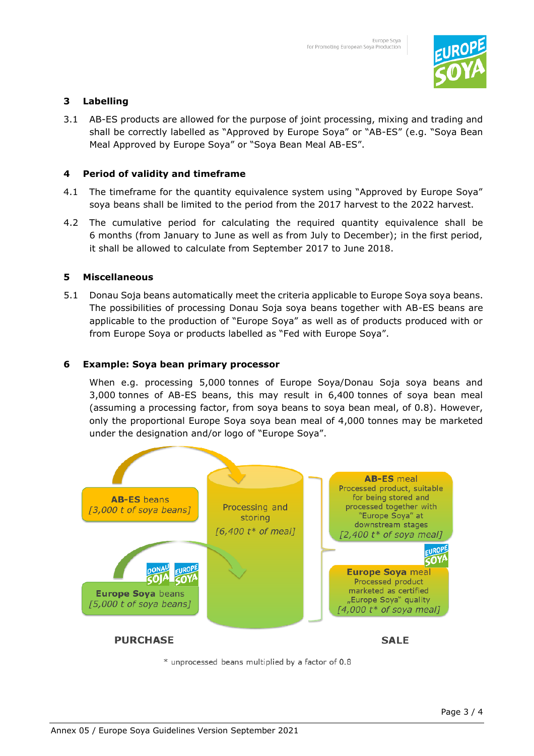## 3 Labelling

3.1 AB-ES products are allowed for the purpose of joint processing, mixing and trading and shall be correctly labelled as "Approved by Europe Soya" or "AB-ES" (e.g. "Soya Bean Meal Approved by Europe Soya" or "Soya Bean Meal AB-ES".

## 4 Period of validity and timeframe

4.1 The timeframe for the quantity equivalence system using "Approved by Europe Soya" soya beans shall be limited to the period from the 2017 harvest to the 2022 harvest.

4.2 The cumulative period for calculating the required quantity equivalence shall be 6 months (from January to June as well as from July to December); in the first period, it shall be allowed to calculate from September 2017 to June 2018.

## 5 Miscellaneous

5.1 Donau Soja beans automatically meet the criteria applicable to Europe Soya soya beans. The possibilities of processing Donau Soja soya beans together with AB-ES beans are applicable to the production of "Europe Soya" as well as of products produced with or from Europe Soya or products labelled as "Fed with Europe Soya".

## 6 Example: Soya bean primary processor

When e.g. processing 5,000 tonnes of Europe Soya/Donau Soja soya beans and 3,000 tonnes of AB-ES beans, this may result in 6,400 tonnes of soya bean meal (assuming a processing factor, from soya beans to soya bean meal, of 0.8). However, only the proportional Europe Soya soya bean meal of 4,000 tonnes may be marketed under the designation and/or logo of "Europe Soya".

**PURCHASE**

- **AB-ES** beans [3,000 t of soya beans]
- **Europe Soya** beans [5,000 t of soya beans]

Processing and storing [6,400 t* of meal]

**SALE**

- **AB-ES** meal: Processed product, suitable for being stored and processed together with "Europe Soya" at downstream stages [2,400 t* of soya meal]
- **Europe Soya** meal: Processed product marketed as certified „Europe Soya" quality [4,000 t* of soya meal]

\* unprocessed beans multiplied by a factor of 0.8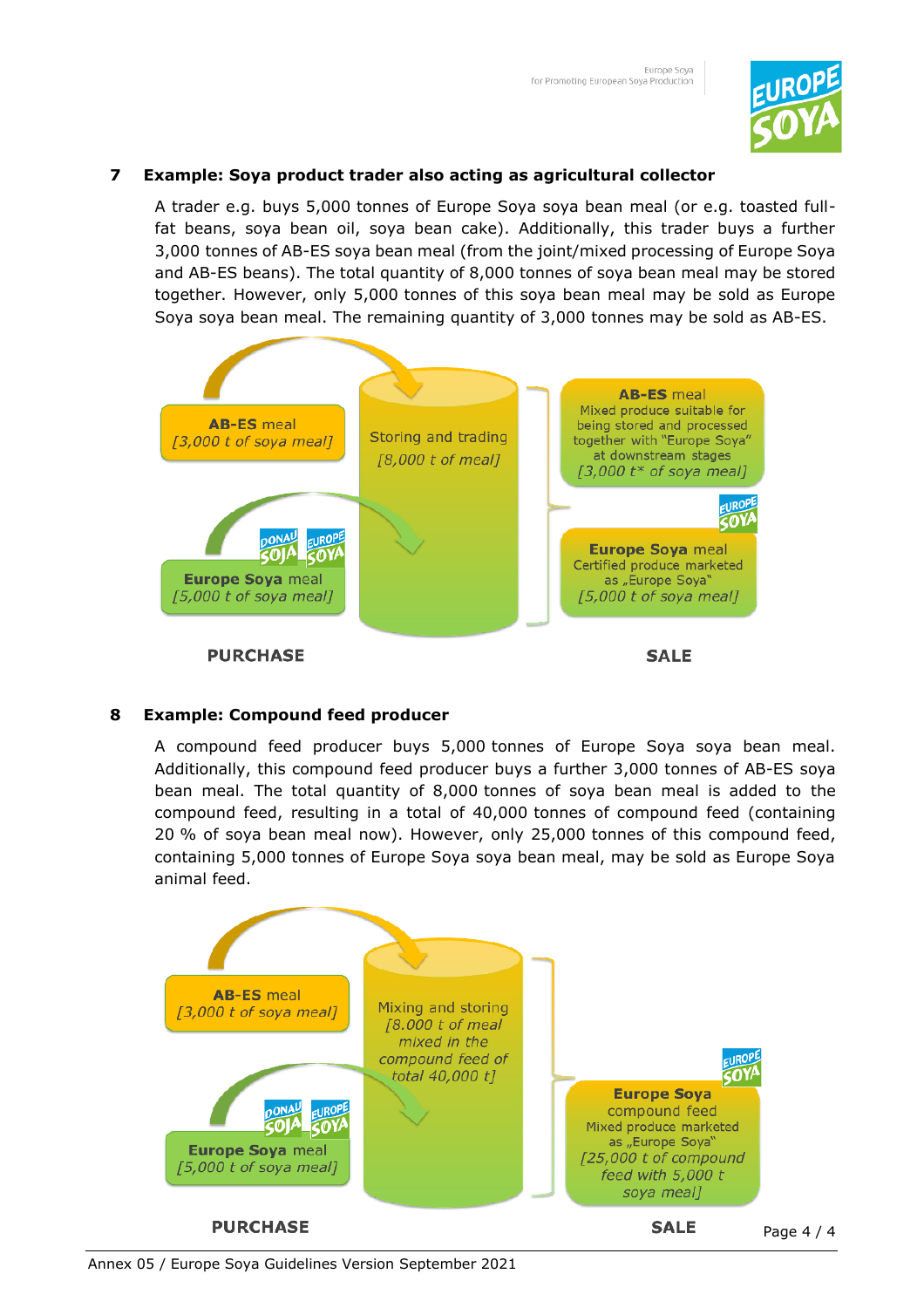## 7 Example: Soya product trader also acting as agricultural collector

A trader e.g. buys 5,000 tonnes of Europe Soya soya bean meal (or e.g. toasted full-fat beans, soya bean oil, soya bean cake). Additionally, this trader buys a further 3,000 tonnes of AB-ES soya bean meal (from the joint/mixed processing of Europe Soya and AB-ES beans). The total quantity of 8,000 tonnes of soya bean meal may be stored together. However, only 5,000 tonnes of this soya bean meal may be sold as Europe Soya soya bean meal. The remaining quantity of 3,000 tonnes may be sold as AB-ES.

**AB-ES** meal
*[3,000 t of soya meal]*

**Europe Soya** meal
*[5,000 t of soya meal]*

Storing and trading
*[8,000 t of meal]*

**AB-ES** meal
Mixed produce suitable for being stored and processed together with "Europe Soya" at downstream stages
*[3,000 t* of soya meal]*

**Europe Soya** meal
Certified produce marketed as „Europe Soya"
*[5,000 t of soya meal]*

**PURCHASE**

**SALE**

## 8 Example: Compound feed producer

A compound feed producer buys 5,000 tonnes of Europe Soya soya bean meal. Additionally, this compound feed producer buys a further 3,000 tonnes of AB-ES soya bean meal. The total quantity of 8,000 tonnes of soya bean meal is added to the compound feed, resulting in a total of 40,000 tonnes of compound feed (containing 20 % of soya bean meal now). However, only 25,000 tonnes of this compound feed, containing 5,000 tonnes of Europe Soya soya bean meal, may be sold as Europe Soya animal feed.

**AB-ES** meal
*[3,000 t of soya meal]*

**Europe Soya** meal
*[5,000 t of soya meal]*

Mixing and storing
*[8.000 t of meal mixed in the compound feed of total 40,000 t]*

**Europe Soya** compound feed
Mixed produce marketed as „Europe Soya"
*[25,000 t of compound feed with 5,000 t soya meal]*

**PURCHASE**

**SALE**

Annex 05 / Europe Soya Guidelines Version September 2021